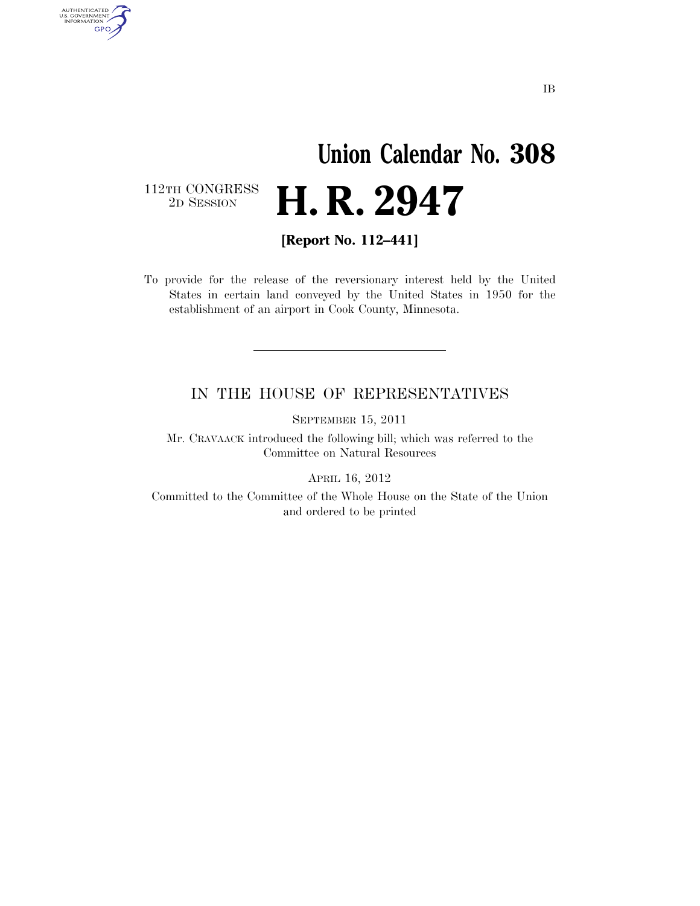IB

# Union Calendar No. 308

112TH CONGRESS
2D SESSION

# H. R. 2947

**[Report No. 112–441]**

To provide for the release of the reversionary interest held by the United States in certain land conveyed by the United States in 1950 for the establishment of an airport in Cook County, Minnesota.

---

IN THE HOUSE OF REPRESENTATIVES

SEPTEMBER 15, 2011

Mr. CRAVAACK introduced the following bill; which was referred to the Committee on Natural Resources

APRIL 16, 2012

Committed to the Committee of the Whole House on the State of the Union and ordered to be printed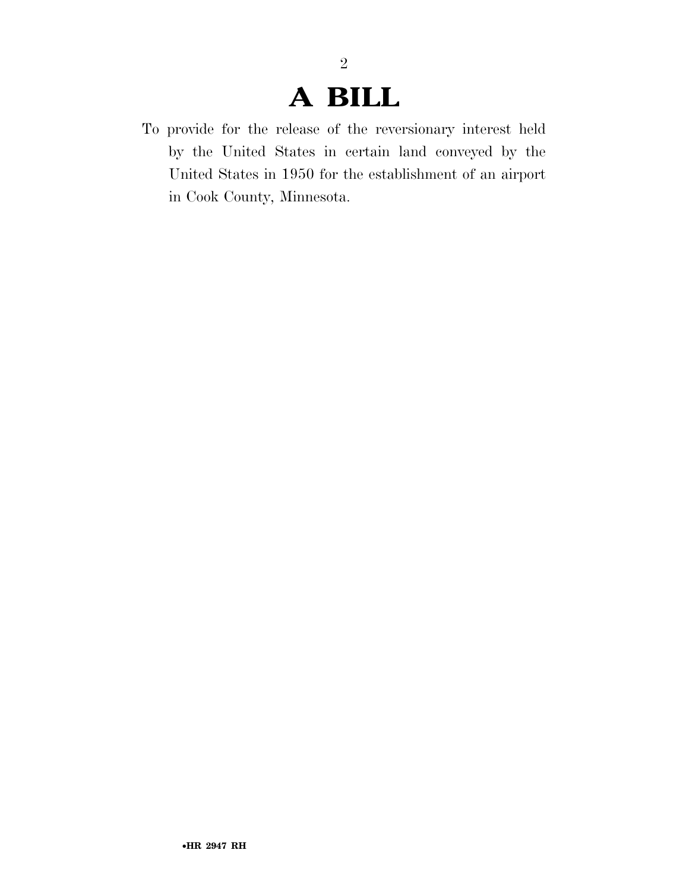# A BILL

To provide for the release of the reversionary interest held by the United States in certain land conveyed by the United States in 1950 for the establishment of an airport in Cook County, Minnesota.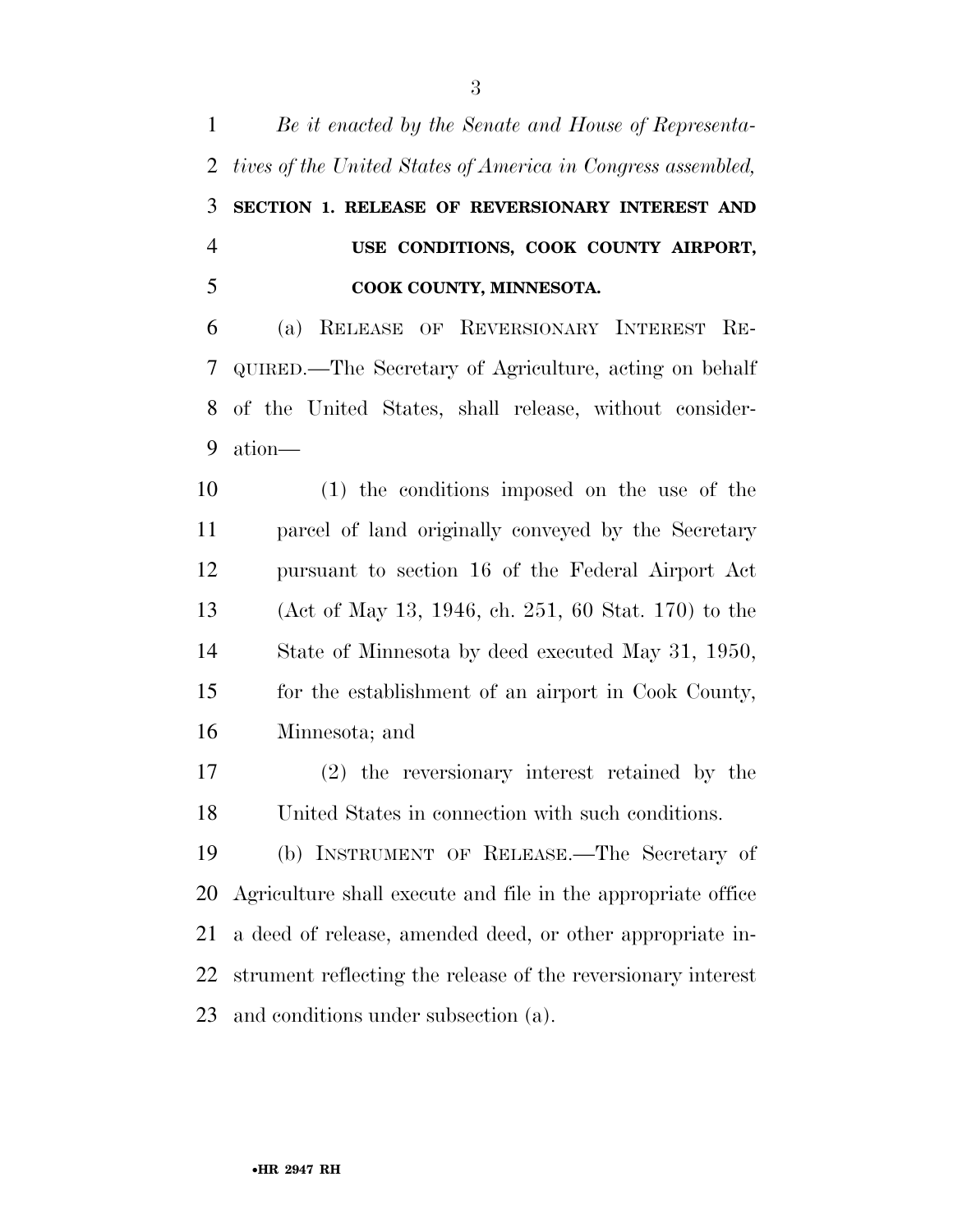*Be it enacted by the Senate and House of Representatives of the United States of America in Congress assembled,*

## SECTION 1. RELEASE OF REVERSIONARY INTEREST AND USE CONDITIONS, COOK COUNTY AIRPORT, COOK COUNTY, MINNESOTA.

(a) RELEASE OF REVERSIONARY INTEREST REQUIRED.—The Secretary of Agriculture, acting on behalf of the United States, shall release, without consideration—

(1) the conditions imposed on the use of the parcel of land originally conveyed by the Secretary pursuant to section 16 of the Federal Airport Act (Act of May 13, 1946, ch. 251, 60 Stat. 170) to the State of Minnesota by deed executed May 31, 1950, for the establishment of an airport in Cook County, Minnesota; and

(2) the reversionary interest retained by the United States in connection with such conditions.

(b) INSTRUMENT OF RELEASE.—The Secretary of Agriculture shall execute and file in the appropriate office a deed of release, amended deed, or other appropriate instrument reflecting the release of the reversionary interest and conditions under subsection (a).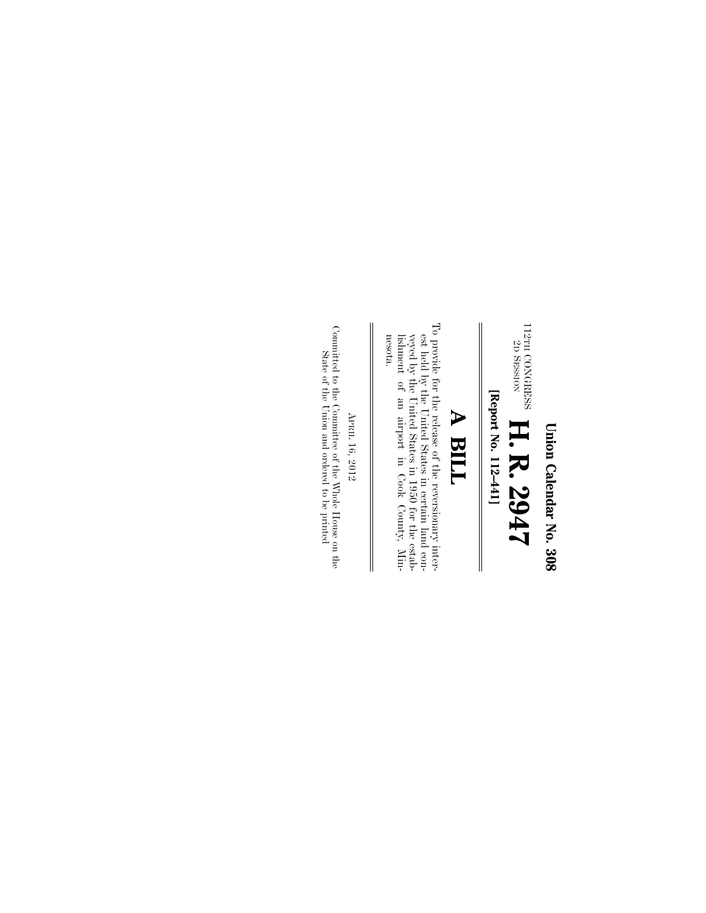# Union Calendar No. 308

112TH CONGRESS
2D SESSION

# H. R. 2947

**[Report No. 112–441]**

# A BILL

To provide for the release of the reversionary interest held by the United States in certain land conveyed by the United States in 1950 for the establishment of an airport in Cook County, Minnesota.

APRIL 16, 2012

Committed to the Committee of the Whole House on the State of the Union and ordered to be printed